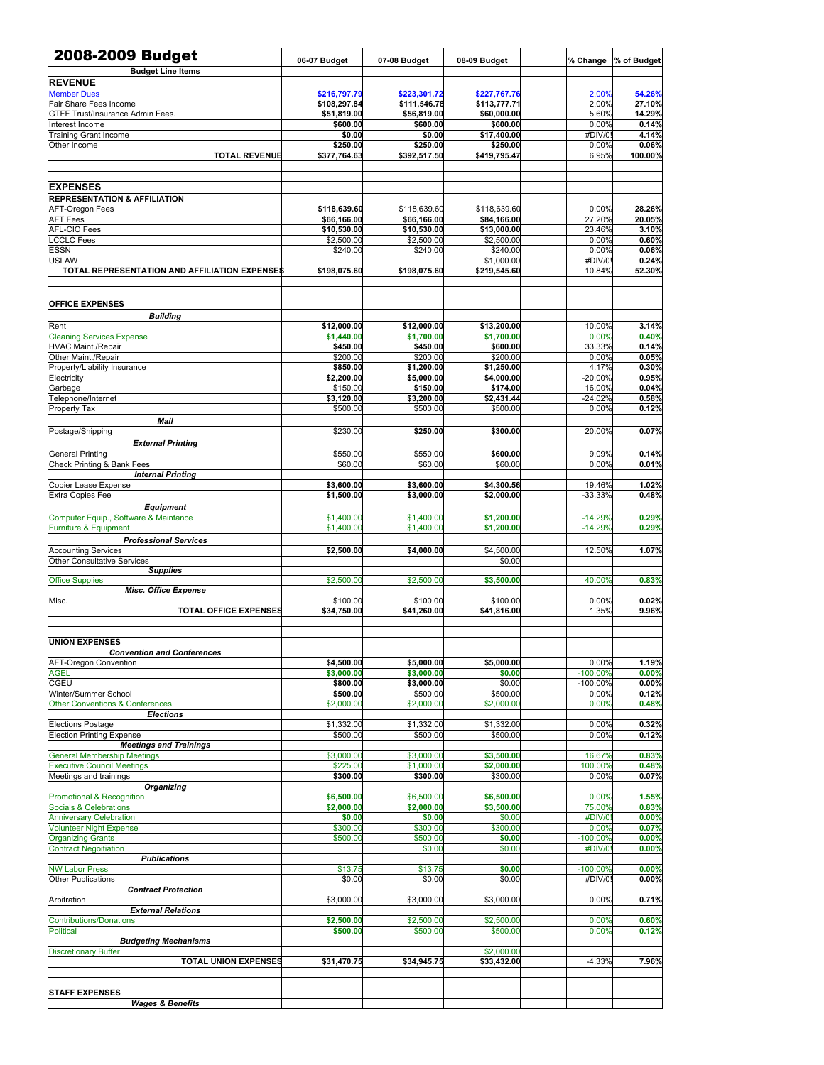| 2008-2009 Budget | 06-07 Budget | 07-08 Budget | 08-09 Budget | | % Change | % of Budget |
|---|---|---|---|---|---|---|
| Budget Line Items | | | | | | |
| **REVENUE** | | | | | | |
| Member Dues | $216,797.79 | $223,301.72 | $227,767.76 | | 2.00% | 54.26% |
| Fair Share Fees Income | $108,297.84 | $111,546.78 | $113,777.71 | | 2.00% | 27.10% |
| GTFF Trust/Insurance Admin Fees. | $51,819.00 | $56,819.00 | $60,000.00 | | 5.60% | 14.29% |
| Interest Income | $600.00 | $600.00 | $600.00 | | 0.00% | 0.14% |
| Training Grant Income | $0.00 | $0.00 | $17,400.00 | | #DIV/0! | 4.14% |
| Other Income | $250.00 | $250.00 | $250.00 | | 0.00% | 0.06% |
| **TOTAL REVENUE** | $377,764.63 | $392,517.50 | $419,795.47 | | 6.95% | 100.00% |
| | | | | | | |
| **EXPENSES** | | | | | | |
| **REPRESENTATION & AFFILIATION** | | | | | | |
| AFT-Oregon Fees | $118,639.60 | $118,639.60 | $118,639.60 | | 0.00% | 28.26% |
| AFT Fees | $66,166.00 | $66,166.00 | $84,166.00 | | 27.20% | 20.05% |
| AFL-CIO Fees | $10,530.00 | $10,530.00 | $13,000.00 | | 23.46% | 3.10% |
| LCCLC Fees | $2,500.00 | $2,500.00 | $2,500.00 | | 0.00% | 0.60% |
| ESSN | $240.00 | $240.00 | $240.00 | | 0.00% | 0.06% |
| USLAW | | | $1,000.00 | | #DIV/0! | 0.24% |
| **TOTAL REPRESENTATION AND AFFILIATION EXPENSES** | $198,075.60 | $198,075.60 | $219,545.60 | | 10.84% | 52.30% |
| | | | | | | |
| **OFFICE EXPENSES** | | | | | | |
| ***Building*** | | | | | | |
| Rent | $12,000.00 | $12,000.00 | $13,200.00 | | 10.00% | 3.14% |
| Cleaning Services Expense | $1,440.00 | $1,700.00 | $1,700.00 | | 0.00% | 0.40% |
| HVAC Maint./Repair | $450.00 | $450.00 | $600.00 | | 33.33% | 0.14% |
| Other Maint./Repair | $200.00 | $200.00 | $200.00 | | 0.00% | 0.05% |
| Property/Liability Insurance | $850.00 | $1,200.00 | $1,250.00 | | 4.17% | 0.30% |
| Electricity | $2,200.00 | $5,000.00 | $4,000.00 | | -20.00% | 0.95% |
| Garbage | $150.00 | $150.00 | $174.00 | | 16.00% | 0.04% |
| Telephone/Internet | $3,120.00 | $3,200.00 | $2,431.44 | | -24.02% | 0.58% |
| Property Tax | $500.00 | $500.00 | $500.00 | | 0.00% | 0.12% |
| ***Mail*** | | | | | | |
| Postage/Shipping | $230.00 | $250.00 | $300.00 | | 20.00% | 0.07% |
| ***External Printing*** | | | | | | |
| General Printing | $550.00 | $550.00 | $600.00 | | 9.09% | 0.14% |
| Check Printing & Bank Fees | $60.00 | $60.00 | $60.00 | | 0.00% | 0.01% |
| ***Internal Printing*** | | | | | | |
| Copier Lease Expense | $3,600.00 | $3,600.00 | $4,300.56 | | 19.46% | 1.02% |
| Extra Copies Fee | $1,500.00 | $3,000.00 | $2,000.00 | | -33.33% | 0.48% |
| ***Equipment*** | | | | | | |
| Computer Equip., Software & Maintance | $1,400.00 | $1,400.00 | $1,200.00 | | -14.29% | 0.29% |
| Furniture & Equipment | $1,400.00 | $1,400.00 | $1,200.00 | | -14.29% | 0.29% |
| ***Professional Services*** | | | | | | |
| Accounting Services | $2,500.00 | $4,000.00 | $4,500.00 | | 12.50% | 1.07% |
| Other Consultative Services | | | $0.00 | | | |
| ***Supplies*** | | | | | | |
| Office Supplies | $2,500.00 | $2,500.00 | $3,500.00 | | 40.00% | 0.83% |
| ***Misc. Office Expense*** | | | | | | |
| Misc. | $100.00 | $100.00 | $100.00 | | 0.00% | 0.02% |
| **TOTAL OFFICE EXPENSES** | $34,750.00 | $41,260.00 | $41,816.00 | | 1.35% | 9.96% |
| | | | | | | |
| **UNION EXPENSES** | | | | | | |
| ***Convention and Conferences*** | | | | | | |
| AFT-Oregon Convention | $4,500.00 | $5,000.00 | $5,000.00 | | 0.00% | 1.19% |
| AGEL | $3,000.00 | $3,000.00 | $0.00 | | -100.00% | 0.00% |
| CGEU | $800.00 | $3,000.00 | $0.00 | | -100.00% | 0.00% |
| Winter/Summer School | $500.00 | $500.00 | $500.00 | | 0.00% | 0.12% |
| Other Conventions & Conferences | $2,000.00 | $2,000.00 | $2,000.00 | | 0.00% | 0.48% |
| ***Elections*** | | | | | | |
| Elections Postage | $1,332.00 | $1,332.00 | $1,332.00 | | 0.00% | 0.32% |
| Election Printing Expense | $500.00 | $500.00 | $500.00 | | 0.00% | 0.12% |
| ***Meetings and Trainings*** | | | | | | |
| General Membership Meetings | $3,000.00 | $3,000.00 | $3,500.00 | | 16.67% | 0.83% |
| Executive Council Meetings | $225.00 | $1,000.00 | $2,000.00 | | 100.00% | 0.48% |
| Meetings and trainings | $300.00 | $300.00 | $300.00 | | 0.00% | 0.07% |
| ***Organizing*** | | | | | | |
| Promotional & Recognition | $6,500.00 | $6,500.00 | $6,500.00 | | 0.00% | 1.55% |
| Socials & Celebrations | $2,000.00 | $2,000.00 | $3,500.00 | | 75.00% | 0.83% |
| Anniversary Celebration | $0.00 | $0.00 | $0.00 | | #DIV/0! | 0.00% |
| Volunteer Night Expense | $300.00 | $300.00 | $300.00 | | 0.00% | 0.07% |
| Organizing Grants | $500.00 | $500.00 | $0.00 | | -100.00% | 0.00% |
| Contract Negoitiation | | $0.00 | $0.00 | | #DIV/0! | 0.00% |
| ***Publications*** | | | | | | |
| NW Labor Press | $13.75 | $13.75 | $0.00 | | -100.00% | 0.00% |
| Other Publications | $0.00 | $0.00 | $0.00 | | #DIV/0! | 0.00% |
| ***Contract Protection*** | | | | | | |
| Arbitration | $3,000.00 | $3,000.00 | $3,000.00 | | 0.00% | 0.71% |
| ***External Relations*** | | | | | | |
| Contributions/Donations | $2,500.00 | $2,500.00 | $2,500.00 | | 0.00% | 0.60% |
| Political | $500.00 | $500.00 | $500.00 | | 0.00% | 0.12% |
| ***Budgeting Mechanisms*** | | | | | | |
| Discretionary Buffer | | | $2,000.00 | | | |
| **TOTAL UNION EXPENSES** | $31,470.75 | $34,945.75 | $33,432.00 | | -4.33% | 7.96% |
| | | | | | | |
| **STAFF EXPENSES** | | | | | | |
| ***Wages & Benefits*** | | | | | | |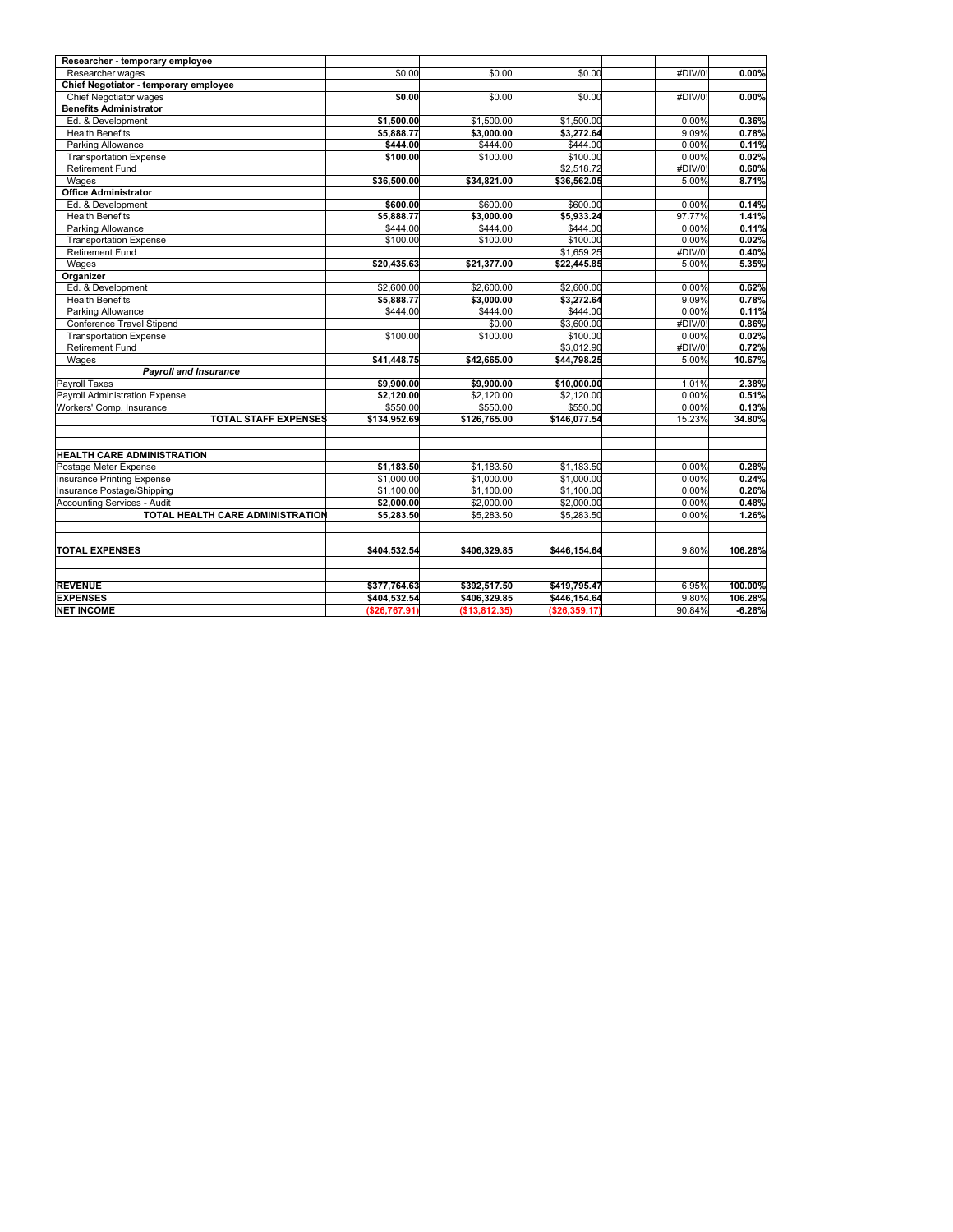| | | | | | | |
|---|---|---|---|---|---|---|
| **Researcher - temporary employee** | | | | | | |
| Researcher wages | $0.00 | $0.00 | $0.00 | | #DIV/0! | **0.00%** |
| **Chief Negotiator - temporary employee** | | | | | | |
| Chief Negotiator wages | **$0.00** | $0.00 | $0.00 | | #DIV/0! | **0.00%** |
| **Benefits Administrator** | | | | | | |
| Ed. & Development | **$1,500.00** | $1,500.00 | $1,500.00 | | 0.00% | **0.36%** |
| Health Benefits | **$5,888.77** | **$3,000.00** | **$3,272.64** | | 9.09% | **0.78%** |
| Parking Allowance | **$444.00** | $444.00 | $444.00 | | 0.00% | **0.11%** |
| Transportation Expense | **$100.00** | $100.00 | $100.00 | | 0.00% | **0.02%** |
| Retirement Fund | | | $2,518.72 | | #DIV/0! | **0.60%** |
| Wages | **$36,500.00** | **$34,821.00** | **$36,562.05** | | 5.00% | **8.71%** |
| **Office Administrator** | | | | | | |
| Ed. & Development | **$600.00** | $600.00 | $600.00 | | 0.00% | **0.14%** |
| Health Benefits | **$5,888.77** | **$3,000.00** | **$5,933.24** | | 97.77% | **1.41%** |
| Parking Allowance | $444.00 | $444.00 | $444.00 | | 0.00% | **0.11%** |
| Transportation Expense | $100.00 | $100.00 | $100.00 | | 0.00% | **0.02%** |
| Retirement Fund | | | $1,659.25 | | #DIV/0! | **0.40%** |
| Wages | **$20,435.63** | **$21,377.00** | **$22,445.85** | | 5.00% | **5.35%** |
| **Organizer** | | | | | | |
| Ed. & Development | $2,600.00 | $2,600.00 | $2,600.00 | | 0.00% | **0.62%** |
| Health Benefits | **$5,888.77** | **$3,000.00** | **$3,272.64** | | 9.09% | **0.78%** |
| Parking Allowance | $444.00 | $444.00 | $444.00 | | 0.00% | **0.11%** |
| Conference Travel Stipend | | $0.00 | $3,600.00 | | #DIV/0! | **0.86%** |
| Transportation Expense | $100.00 | $100.00 | $100.00 | | 0.00% | **0.02%** |
| Retirement Fund | | | $3,012.90 | | #DIV/0! | **0.72%** |
| Wages | **$41,448.75** | **$42,665.00** | **$44,798.25** | | 5.00% | **10.67%** |
| ***Payroll and Insurance*** | | | | | | |
| Payroll Taxes | **$9,900.00** | **$9,900.00** | **$10,000.00** | | 1.01% | **2.38%** |
| Payroll Administration Expense | **$2,120.00** | $2,120.00 | $2,120.00 | | 0.00% | **0.51%** |
| Workers' Comp. Insurance | $550.00 | $550.00 | $550.00 | | 0.00% | **0.13%** |
| **TOTAL STAFF EXPENSES** | **$134,952.69** | **$126,765.00** | **$146,077.54** | | 15.23% | **34.80%** |
| | | | | | | |
| | | | | | | |
| **HEALTH CARE ADMINISTRATION** | | | | | | |
| Postage Meter Expense | **$1,183.50** | $1,183.50 | $1,183.50 | | 0.00% | **0.28%** |
| Insurance Printing Expense | $1,000.00 | $1,000.00 | $1,000.00 | | 0.00% | **0.24%** |
| Insurance Postage/Shipping | $1,100.00 | $1,100.00 | $1,100.00 | | 0.00% | **0.26%** |
| Accounting Services - Audit | **$2,000.00** | $2,000.00 | $2,000.00 | | 0.00% | **0.48%** |
| **TOTAL HEALTH CARE ADMINISTRATION** | **$5,283.50** | $5,283.50 | $5,283.50 | | 0.00% | **1.26%** |
| | | | | | | |
| | | | | | | |
| **TOTAL EXPENSES** | **$404,532.54** | **$406,329.85** | **$446,154.64** | | 9.80% | **106.28%** |
| | | | | | | |
| | | | | | | |
| **REVENUE** | **$377,764.63** | **$392,517.50** | **$419,795.47** | | 6.95% | **100.00%** |
| **EXPENSES** | **$404,532.54** | **$406,329.85** | **$446,154.64** | | 9.80% | **106.28%** |
| **NET INCOME** | **($26,767.91)** | **($13,812.35)** | **($26,359.17)** | | 90.84% | **-6.28%** |